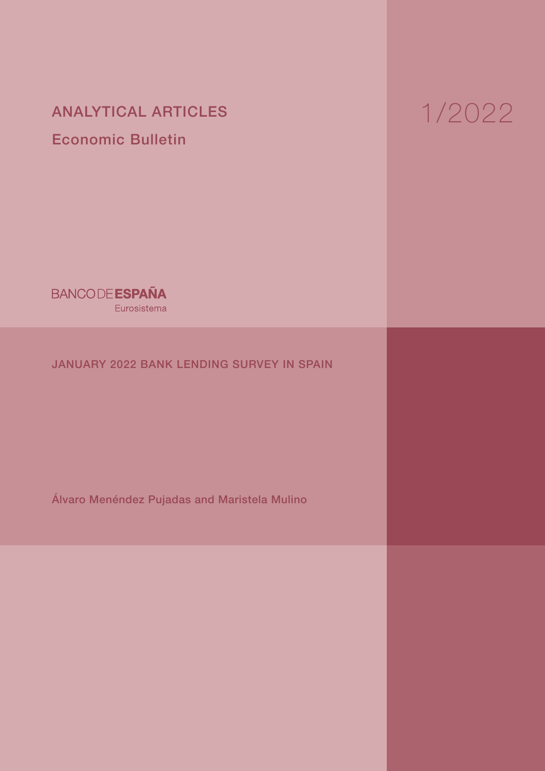ANALYTICAL ARTICLES

Economic Bulletin

1/2022

BANCO DE ESPAÑA

Eurosistema

# JANUARY 2022 BANK LENDING SURVEY IN SPAIN

Álvaro Menéndez Pujadas and Maristela Mulino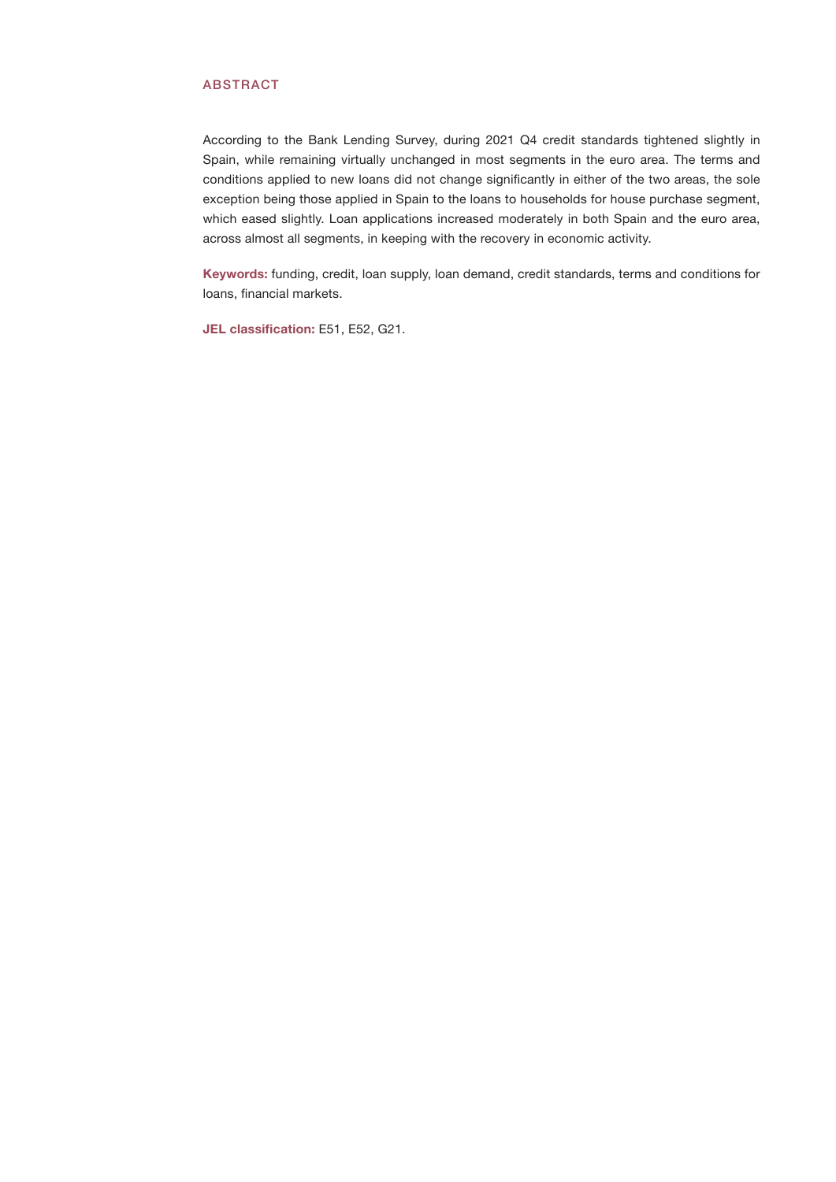## ABSTRACT

According to the Bank Lending Survey, during 2021 Q4 credit standards tightened slightly in Spain, while remaining virtually unchanged in most segments in the euro area. The terms and conditions applied to new loans did not change significantly in either of the two areas, the sole exception being those applied in Spain to the loans to households for house purchase segment, which eased slightly. Loan applications increased moderately in both Spain and the euro area, across almost all segments, in keeping with the recovery in economic activity.

**Keywords:** funding, credit, loan supply, loan demand, credit standards, terms and conditions for loans, financial markets.

**JEL classification:** E51, E52, G21.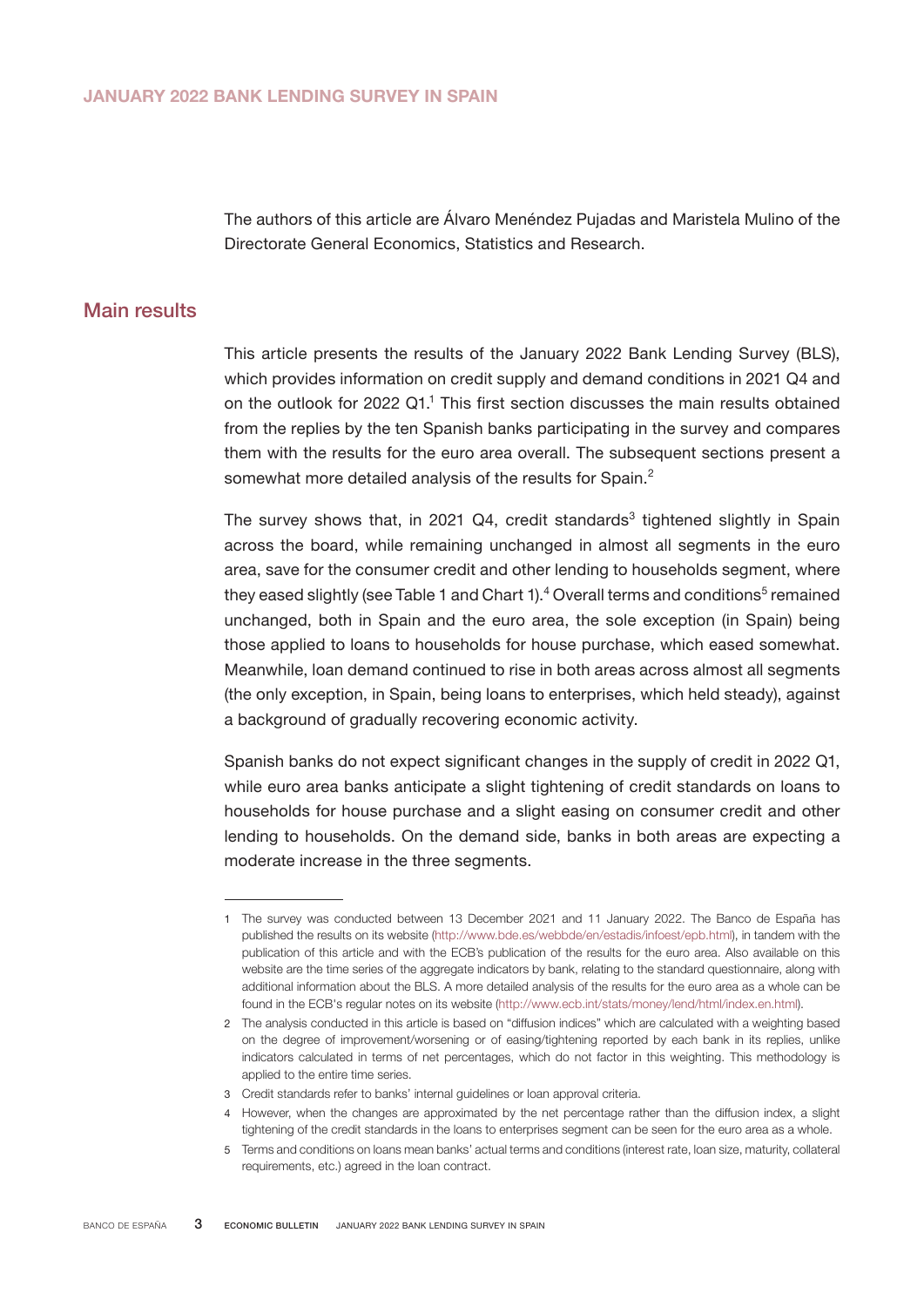# JANUARY 2022 BANK LENDING SURVEY IN SPAIN

The authors of this article are Álvaro Menéndez Pujadas and Maristela Mulino of the Directorate General Economics, Statistics and Research.

## Main results

This article presents the results of the January 2022 Bank Lending Survey (BLS), which provides information on credit supply and demand conditions in 2021 Q4 and on the outlook for 2022 Q1.[1] This first section discusses the main results obtained from the replies by the ten Spanish banks participating in the survey and compares them with the results for the euro area overall. The subsequent sections present a somewhat more detailed analysis of the results for Spain.[2]

The survey shows that, in 2021 Q4, credit standards[3] tightened slightly in Spain across the board, while remaining unchanged in almost all segments in the euro area, save for the consumer credit and other lending to households segment, where they eased slightly (see Table 1 and Chart 1).[4] Overall terms and conditions[5] remained unchanged, both in Spain and the euro area, the sole exception (in Spain) being those applied to loans to households for house purchase, which eased somewhat. Meanwhile, loan demand continued to rise in both areas across almost all segments (the only exception, in Spain, being loans to enterprises, which held steady), against a background of gradually recovering economic activity.

Spanish banks do not expect significant changes in the supply of credit in 2022 Q1, while euro area banks anticipate a slight tightening of credit standards on loans to households for house purchase and a slight easing on consumer credit and other lending to households. On the demand side, banks in both areas are expecting a moderate increase in the three segments.

---

1 The survey was conducted between 13 December 2021 and 11 January 2022. The Banco de España has published the results on its website (http://www.bde.es/webbde/en/estadis/infoest/epb.html), in tandem with the publication of this article and with the ECB's publication of the results for the euro area. Also available on this website are the time series of the aggregate indicators by bank, relating to the standard questionnaire, along with additional information about the BLS. A more detailed analysis of the results for the euro area as a whole can be found in the ECB's regular notes on its website (http://www.ecb.int/stats/money/lend/html/index.en.html).

2 The analysis conducted in this article is based on "diffusion indices" which are calculated with a weighting based on the degree of improvement/worsening or of easing/tightening reported by each bank in its replies, unlike indicators calculated in terms of net percentages, which do not factor in this weighting. This methodology is applied to the entire time series.

3 Credit standards refer to banks' internal guidelines or loan approval criteria.

4 However, when the changes are approximated by the net percentage rather than the diffusion index, a slight tightening of the credit standards in the loans to enterprises segment can be seen for the euro area as a whole.

5 Terms and conditions on loans mean banks' actual terms and conditions (interest rate, loan size, maturity, collateral requirements, etc.) agreed in the loan contract.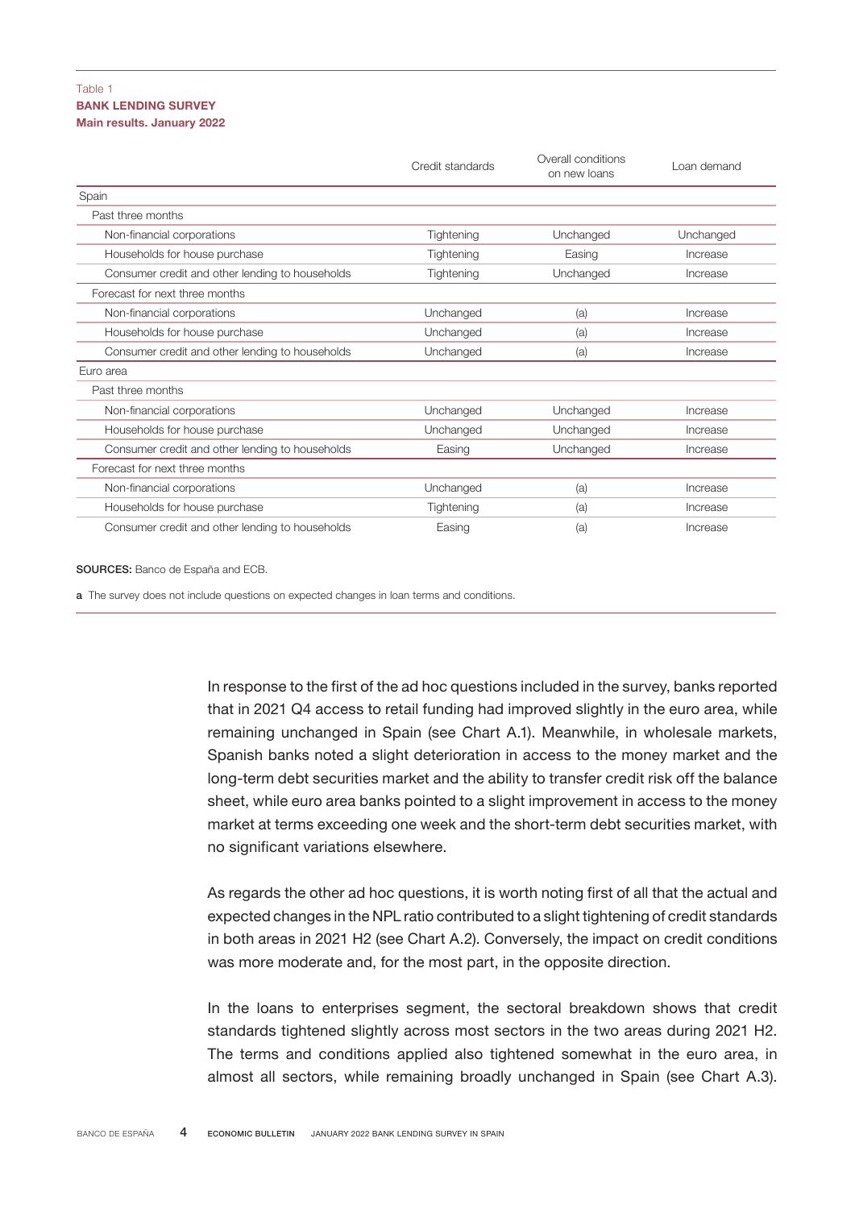Table 1
**BANK LENDING SURVEY**
**Main results. January 2022**

| | Credit standards | Overall conditions on new loans | Loan demand |
|---|---|---|---|
| Spain | | | |
| Past three months | | | |
| Non-financial corporations | Tightening | Unchanged | Unchanged |
| Households for house purchase | Tightening | Easing | Increase |
| Consumer credit and other lending to households | Tightening | Unchanged | Increase |
| Forecast for next three months | | | |
| Non-financial corporations | Unchanged | (a) | Increase |
| Households for house purchase | Unchanged | (a) | Increase |
| Consumer credit and other lending to households | Unchanged | (a) | Increase |
| Euro area | | | |
| Past three months | | | |
| Non-financial corporations | Unchanged | Unchanged | Increase |
| Households for house purchase | Unchanged | Unchanged | Increase |
| Consumer credit and other lending to households | Easing | Unchanged | Increase |
| Forecast for next three months | | | |
| Non-financial corporations | Unchanged | (a) | Increase |
| Households for house purchase | Tightening | (a) | Increase |
| Consumer credit and other lending to households | Easing | (a) | Increase |

**SOURCES:** Banco de España and ECB.

**a** The survey does not include questions on expected changes in loan terms and conditions.

In response to the first of the ad hoc questions included in the survey, banks reported that in 2021 Q4 access to retail funding had improved slightly in the euro area, while remaining unchanged in Spain (see Chart A.1). Meanwhile, in wholesale markets, Spanish banks noted a slight deterioration in access to the money market and the long-term debt securities market and the ability to transfer credit risk off the balance sheet, while euro area banks pointed to a slight improvement in access to the money market at terms exceeding one week and the short-term debt securities market, with no significant variations elsewhere.

As regards the other ad hoc questions, it is worth noting first of all that the actual and expected changes in the NPL ratio contributed to a slight tightening of credit standards in both areas in 2021 H2 (see Chart A.2). Conversely, the impact on credit conditions was more moderate and, for the most part, in the opposite direction.

In the loans to enterprises segment, the sectoral breakdown shows that credit standards tightened slightly across most sectors in the two areas during 2021 H2. The terms and conditions applied also tightened somewhat in the euro area, in almost all sectors, while remaining broadly unchanged in Spain (see Chart A.3).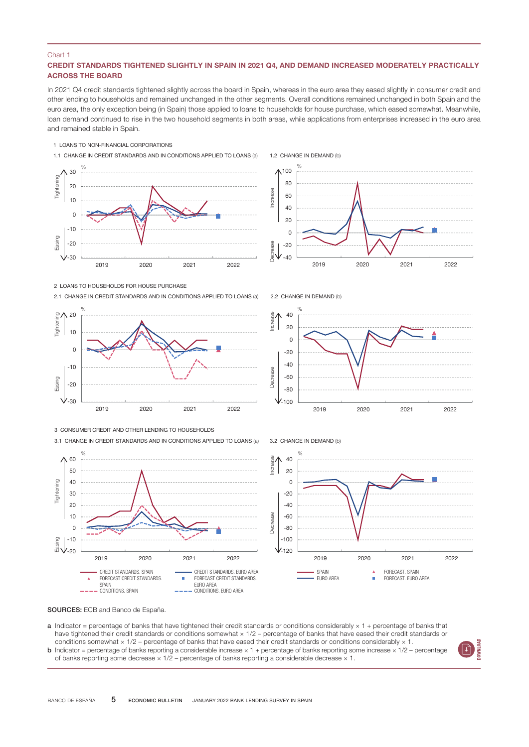Chart 1

## CREDIT STANDARDS TIGHTENED SLIGHTLY IN SPAIN IN 2021 Q4, AND DEMAND INCREASED MODERATELY PRACTICALLY ACROSS THE BOARD

In 2021 Q4 credit standards tightened slightly across the board in Spain, whereas in the euro area they eased slightly in consumer credit and other lending to households and remained unchanged in the other segments. Overall conditions remained unchanged in both Spain and the euro area, the only exception being (in Spain) those applied to loans to households for house purchase, which eased somewhat. Meanwhile, loan demand continued to rise in the two household segments in both areas, while applications from enterprises increased in the euro area and remained stable in Spain.

1 LOANS TO NON-FINANCIAL CORPORATIONS

1.1 CHANGE IN CREDIT STANDARDS AND IN CONDITIONS APPLIED TO LOANS (a)

1.2 CHANGE IN DEMAND (b)

2 LOANS TO HOUSEHOLDS FOR HOUSE PURCHASE

2.1 CHANGE IN CREDIT STANDARDS AND IN CONDITIONS APPLIED TO LOANS (a)

2.2 CHANGE IN DEMAND (b)

3 CONSUMER CREDIT AND OTHER LENDING TO HOUSEHOLDS

3.1 CHANGE IN CREDIT STANDARDS AND IN CONDITIONS APPLIED TO LOANS (a)

3.2 CHANGE IN DEMAND (b)

CREDIT STANDARDS. SPAIN; CREDIT STANDARDS. EURO AREA; FORECAST CREDIT STANDARDS. SPAIN; FORECAST CREDIT STANDARDS. EURO AREA; CONDITIONS. SPAIN; CONDITIONS. EURO AREA

SPAIN; EURO AREA; FORECAST. SPAIN; FORECAST. EURO AREA

**SOURCES:** ECB and Banco de España.

a Indicator = percentage of banks that have tightened their credit standards or conditions considerably × 1 + percentage of banks that have tightened their credit standards or conditions somewhat × 1/2 – percentage of banks that have eased their credit standards or conditions somewhat × 1/2 – percentage of banks that have eased their credit standards or conditions considerably × 1.

b Indicator = percentage of banks reporting a considerable increase × 1 + percentage of banks reporting some increase × 1/2 – percentage of banks reporting some decrease × 1/2 – percentage of banks reporting a considerable decrease × 1.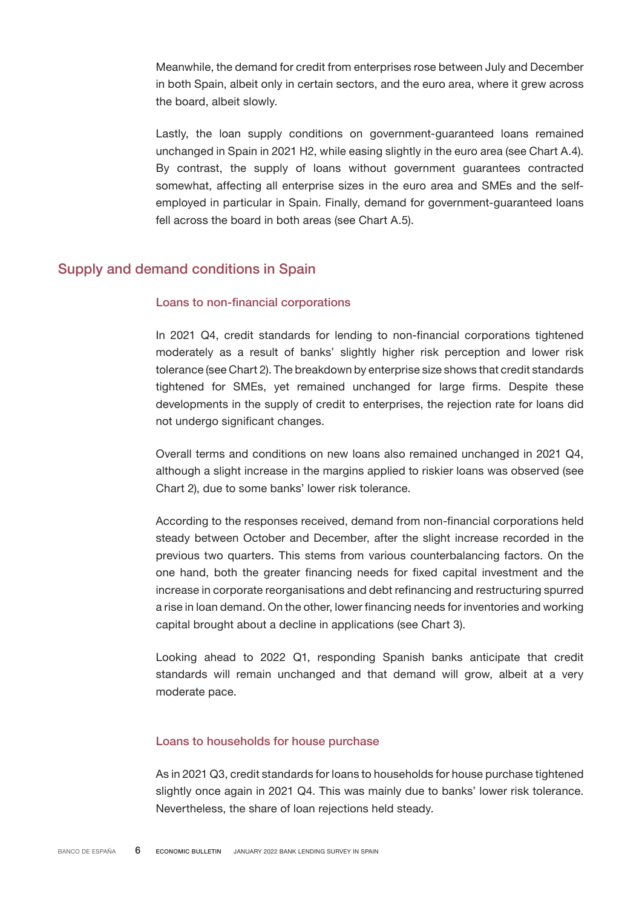Meanwhile, the demand for credit from enterprises rose between July and December in both Spain, albeit only in certain sectors, and the euro area, where it grew across the board, albeit slowly.

Lastly, the loan supply conditions on government-guaranteed loans remained unchanged in Spain in 2021 H2, while easing slightly in the euro area (see Chart A.4). By contrast, the supply of loans without government guarantees contracted somewhat, affecting all enterprise sizes in the euro area and SMEs and the self-employed in particular in Spain. Finally, demand for government-guaranteed loans fell across the board in both areas (see Chart A.5).

## Supply and demand conditions in Spain

### Loans to non-financial corporations

In 2021 Q4, credit standards for lending to non-financial corporations tightened moderately as a result of banks' slightly higher risk perception and lower risk tolerance (see Chart 2). The breakdown by enterprise size shows that credit standards tightened for SMEs, yet remained unchanged for large firms. Despite these developments in the supply of credit to enterprises, the rejection rate for loans did not undergo significant changes.

Overall terms and conditions on new loans also remained unchanged in 2021 Q4, although a slight increase in the margins applied to riskier loans was observed (see Chart 2), due to some banks' lower risk tolerance.

According to the responses received, demand from non-financial corporations held steady between October and December, after the slight increase recorded in the previous two quarters. This stems from various counterbalancing factors. On the one hand, both the greater financing needs for fixed capital investment and the increase in corporate reorganisations and debt refinancing and restructuring spurred a rise in loan demand. On the other, lower financing needs for inventories and working capital brought about a decline in applications (see Chart 3).

Looking ahead to 2022 Q1, responding Spanish banks anticipate that credit standards will remain unchanged and that demand will grow, albeit at a very moderate pace.

### Loans to households for house purchase

As in 2021 Q3, credit standards for loans to households for house purchase tightened slightly once again in 2021 Q4. This was mainly due to banks' lower risk tolerance. Nevertheless, the share of loan rejections held steady.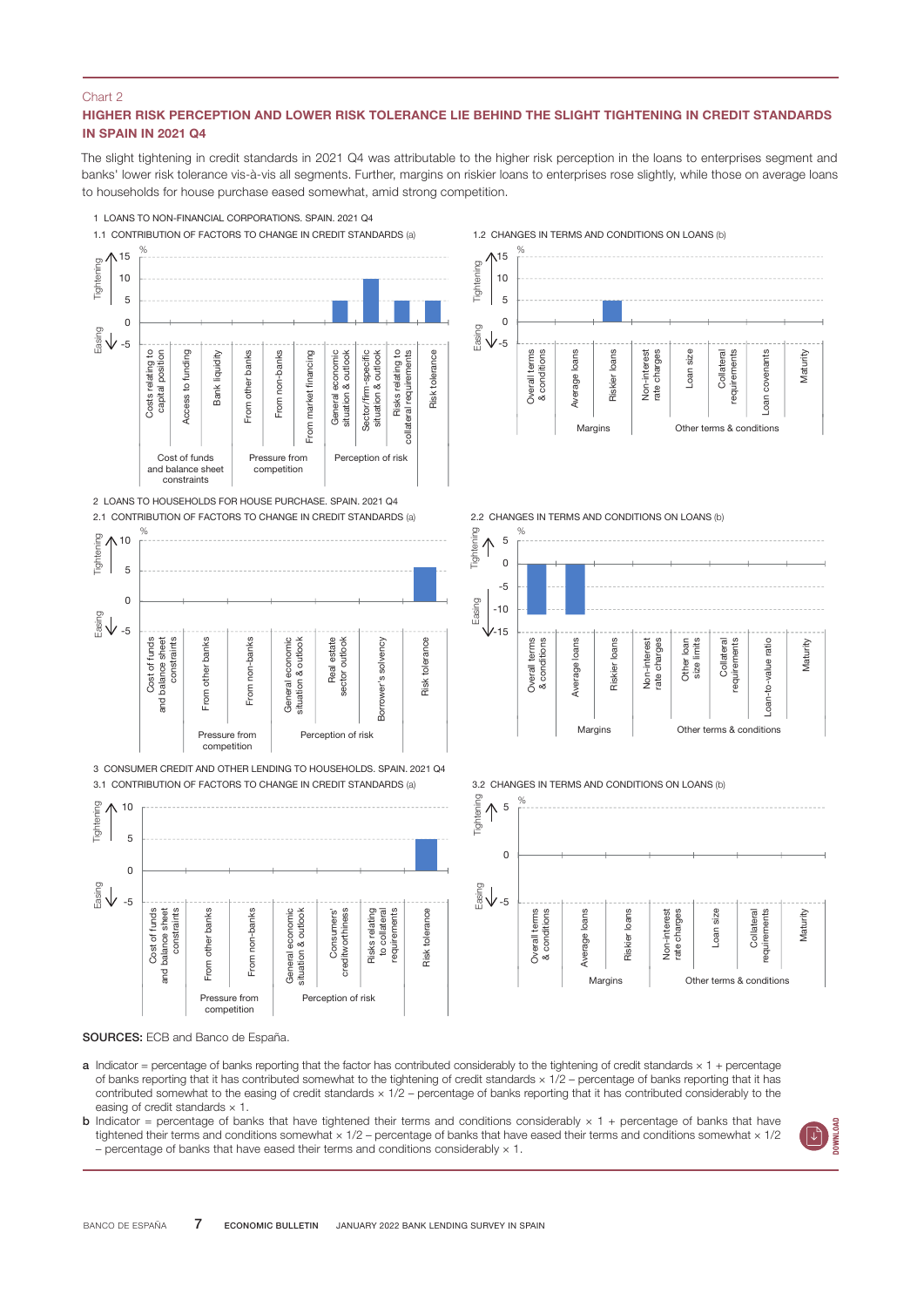Chart 2

## HIGHER RISK PERCEPTION AND LOWER RISK TOLERANCE LIE BEHIND THE SLIGHT TIGHTENING IN CREDIT STANDARDS IN SPAIN IN 2021 Q4

The slight tightening in credit standards in 2021 Q4 was attributable to the higher risk perception in the loans to enterprises segment and banks' lower risk tolerance vis-à-vis all segments. Further, margins on riskier loans to enterprises rose slightly, while those on average loans to households for house purchase eased somewhat, amid strong competition.

1 LOANS TO NON-FINANCIAL CORPORATIONS. SPAIN. 2021 Q4

1.1 CONTRIBUTION OF FACTORS TO CHANGE IN CREDIT STANDARDS (a)

1.2 CHANGES IN TERMS AND CONDITIONS ON LOANS (b)

2 LOANS TO HOUSEHOLDS FOR HOUSE PURCHASE. SPAIN. 2021 Q4

2.1 CONTRIBUTION OF FACTORS TO CHANGE IN CREDIT STANDARDS (a)

2.2 CHANGES IN TERMS AND CONDITIONS ON LOANS (b)

3 CONSUMER CREDIT AND OTHER LENDING TO HOUSEHOLDS. SPAIN. 2021 Q4

3.1 CONTRIBUTION OF FACTORS TO CHANGE IN CREDIT STANDARDS (a)

3.2 CHANGES IN TERMS AND CONDITIONS ON LOANS (b)

**SOURCES:** ECB and Banco de España.

**a** Indicator = percentage of banks reporting that the factor has contributed considerably to the tightening of credit standards × 1 + percentage of banks reporting that it has contributed somewhat to the tightening of credit standards × 1/2 – percentage of banks reporting that it has contributed somewhat to the easing of credit standards × 1/2 – percentage of banks reporting that it has contributed considerably to the easing of credit standards × 1.

**b** Indicator = percentage of banks that have tightened their terms and conditions considerably × 1 + percentage of banks that have tightened their terms and conditions somewhat × 1/2 – percentage of banks that have eased their terms and conditions somewhat × 1/2 – percentage of banks that have eased their terms and conditions considerably × 1.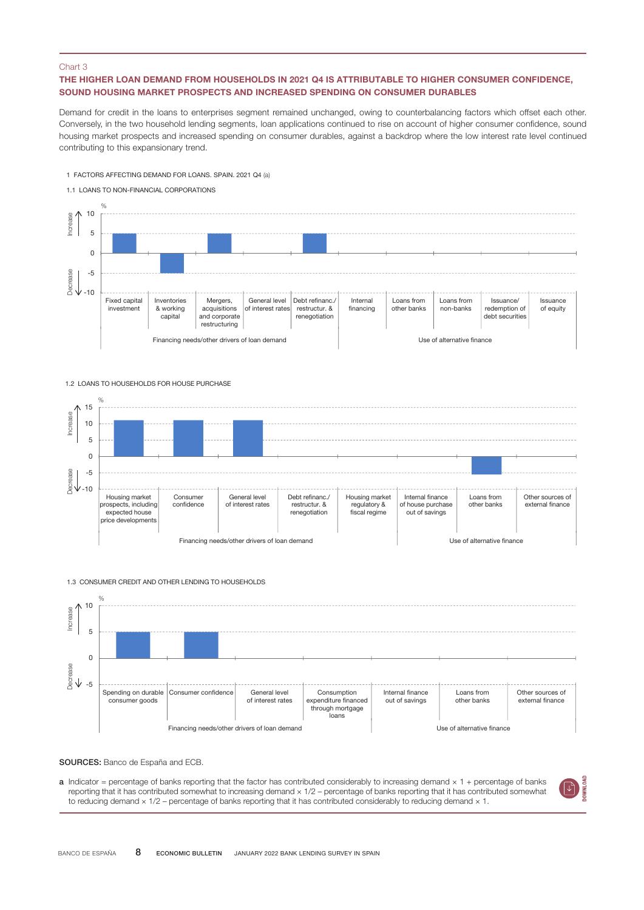Chart 3

### THE HIGHER LOAN DEMAND FROM HOUSEHOLDS IN 2021 Q4 IS ATTRIBUTABLE TO HIGHER CONSUMER CONFIDENCE, SOUND HOUSING MARKET PROSPECTS AND INCREASED SPENDING ON CONSUMER DURABLES

Demand for credit in the loans to enterprises segment remained unchanged, owing to counterbalancing factors which offset each other. Conversely, in the two household lending segments, loan applications continued to rise on account of higher consumer confidence, sound housing market prospects and increased spending on consumer durables, against a backdrop where the low interest rate level continued contributing to this expansionary trend.

1 FACTORS AFFECTING DEMAND FOR LOANS. SPAIN. 2021 Q4 (a)

1.1 LOANS TO NON-FINANCIAL CORPORATIONS

%

| Group | Factor | Value |
|---|---|---|
| Financing needs/other drivers of loan demand | Fixed capital investment | 5 |
| | Inventories & working capital | -5 |
| | Mergers, acquisitions and corporate restructuring | 5 |
| | General level of interest rates | 0 |
| | Debt refinanc./ restructur. & renegotiation | 5 |
| Use of alternative finance | Internal financing | 0 |
| | Loans from other banks | 0 |
| | Loans from non-banks | 0 |
| | Issuance/ redemption of debt securities | 0 |
| | Issuance of equity | 0 |

1.2 LOANS TO HOUSEHOLDS FOR HOUSE PURCHASE

%

| Group | Factor | Value |
|---|---|---|
| Financing needs/other drivers of loan demand | Housing market prospects, including expected house price developments | 11 |
| | Consumer confidence | 11 |
| | General level of interest rates | 11 |
| | Debt refinanc./ restructur. & renegotiation | 0 |
| | Housing market regulatory & fiscal regime | 0 |
| Use of alternative finance | Internal finance of house purchase out of savings | 0 |
| | Loans from other banks | -6 |
| | Other sources of external finance | 0 |

1.3 CONSUMER CREDIT AND OTHER LENDING TO HOUSEHOLDS

%

| Group | Factor | Value |
|---|---|---|
| Financing needs/other drivers of loan demand | Spending on durable consumer goods | 5 |
| | Consumer confidence | 5 |
| | General level of interest rates | 0 |
| | Consumption expenditure financed through mortgage loans | 0 |
| Use of alternative finance | Internal finance out of savings | 0 |
| | Loans from other banks | 0 |
| | Other sources of external finance | 0 |

**SOURCES:** Banco de España and ECB.

a Indicator = percentage of banks reporting that the factor has contributed considerably to increasing demand × 1 + percentage of banks reporting that it has contributed somewhat to increasing demand × 1/2 – percentage of banks reporting that it has contributed somewhat to reducing demand × 1/2 – percentage of banks reporting that it has contributed considerably to reducing demand × 1.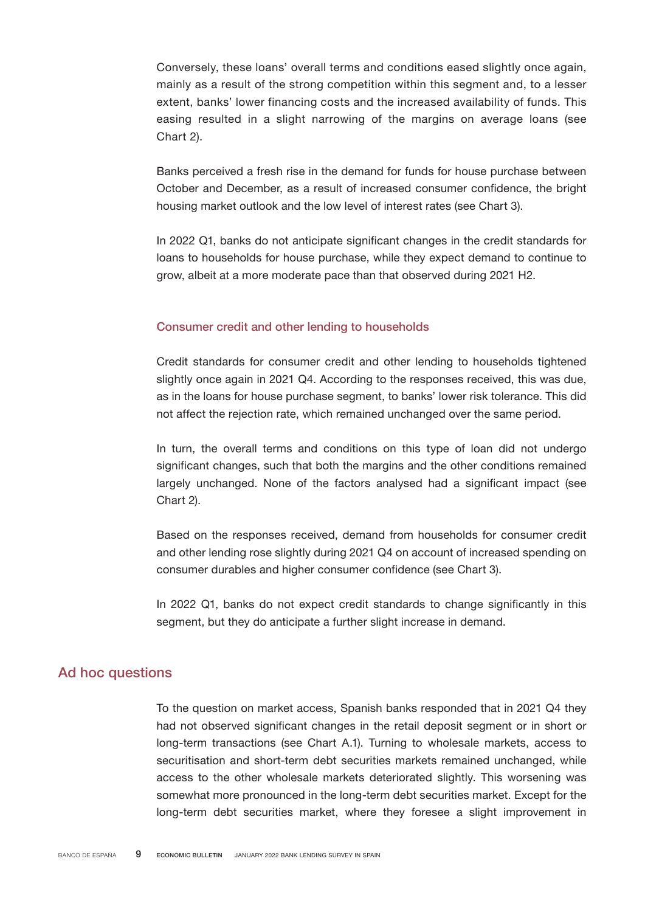Conversely, these loans' overall terms and conditions eased slightly once again, mainly as a result of the strong competition within this segment and, to a lesser extent, banks' lower financing costs and the increased availability of funds. This easing resulted in a slight narrowing of the margins on average loans (see Chart 2).

Banks perceived a fresh rise in the demand for funds for house purchase between October and December, as a result of increased consumer confidence, the bright housing market outlook and the low level of interest rates (see Chart 3).

In 2022 Q1, banks do not anticipate significant changes in the credit standards for loans to households for house purchase, while they expect demand to continue to grow, albeit at a more moderate pace than that observed during 2021 H2.

### Consumer credit and other lending to households

Credit standards for consumer credit and other lending to households tightened slightly once again in 2021 Q4. According to the responses received, this was due, as in the loans for house purchase segment, to banks' lower risk tolerance. This did not affect the rejection rate, which remained unchanged over the same period.

In turn, the overall terms and conditions on this type of loan did not undergo significant changes, such that both the margins and the other conditions remained largely unchanged. None of the factors analysed had a significant impact (see Chart 2).

Based on the responses received, demand from households for consumer credit and other lending rose slightly during 2021 Q4 on account of increased spending on consumer durables and higher consumer confidence (see Chart 3).

In 2022 Q1, banks do not expect credit standards to change significantly in this segment, but they do anticipate a further slight increase in demand.

## Ad hoc questions

To the question on market access, Spanish banks responded that in 2021 Q4 they had not observed significant changes in the retail deposit segment or in short or long-term transactions (see Chart A.1). Turning to wholesale markets, access to securitisation and short-term debt securities markets remained unchanged, while access to the other wholesale markets deteriorated slightly. This worsening was somewhat more pronounced in the long-term debt securities market. Except for the long-term debt securities market, where they foresee a slight improvement in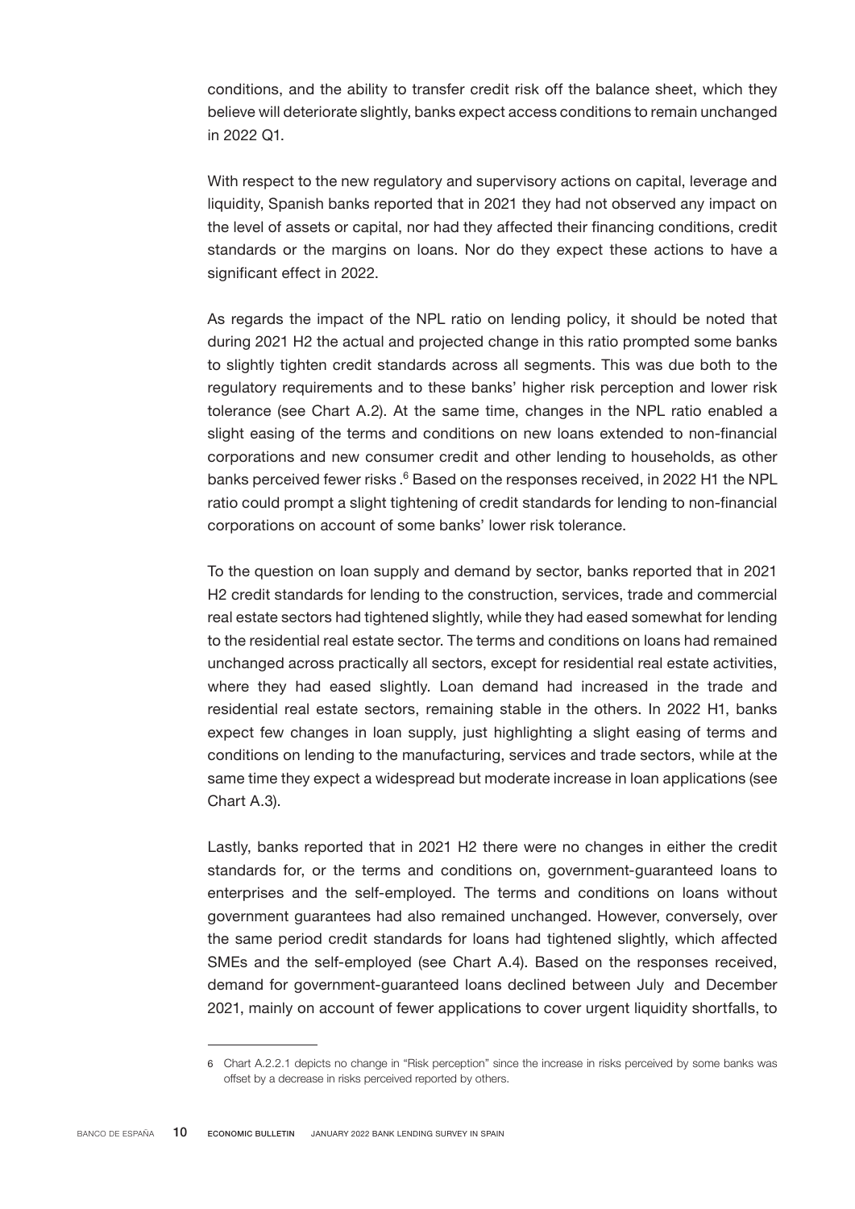conditions, and the ability to transfer credit risk off the balance sheet, which they believe will deteriorate slightly, banks expect access conditions to remain unchanged in 2022 Q1.

With respect to the new regulatory and supervisory actions on capital, leverage and liquidity, Spanish banks reported that in 2021 they had not observed any impact on the level of assets or capital, nor had they affected their financing conditions, credit standards or the margins on loans. Nor do they expect these actions to have a significant effect in 2022.

As regards the impact of the NPL ratio on lending policy, it should be noted that during 2021 H2 the actual and projected change in this ratio prompted some banks to slightly tighten credit standards across all segments. This was due both to the regulatory requirements and to these banks' higher risk perception and lower risk tolerance (see Chart A.2). At the same time, changes in the NPL ratio enabled a slight easing of the terms and conditions on new loans extended to non-financial corporations and new consumer credit and other lending to households, as other banks perceived fewer risks .[6] Based on the responses received, in 2022 H1 the NPL ratio could prompt a slight tightening of credit standards for lending to non-financial corporations on account of some banks' lower risk tolerance.

To the question on loan supply and demand by sector, banks reported that in 2021 H2 credit standards for lending to the construction, services, trade and commercial real estate sectors had tightened slightly, while they had eased somewhat for lending to the residential real estate sector. The terms and conditions on loans had remained unchanged across practically all sectors, except for residential real estate activities, where they had eased slightly. Loan demand had increased in the trade and residential real estate sectors, remaining stable in the others. In 2022 H1, banks expect few changes in loan supply, just highlighting a slight easing of terms and conditions on lending to the manufacturing, services and trade sectors, while at the same time they expect a widespread but moderate increase in loan applications (see Chart A.3).

Lastly, banks reported that in 2021 H2 there were no changes in either the credit standards for, or the terms and conditions on, government-guaranteed loans to enterprises and the self-employed. The terms and conditions on loans without government guarantees had also remained unchanged. However, conversely, over the same period credit standards for loans had tightened slightly, which affected SMEs and the self-employed (see Chart A.4). Based on the responses received, demand for government-guaranteed loans declined between July and December 2021, mainly on account of fewer applications to cover urgent liquidity shortfalls, to

---

6 Chart A.2.2.1 depicts no change in "Risk perception" since the increase in risks perceived by some banks was offset by a decrease in risks perceived reported by others.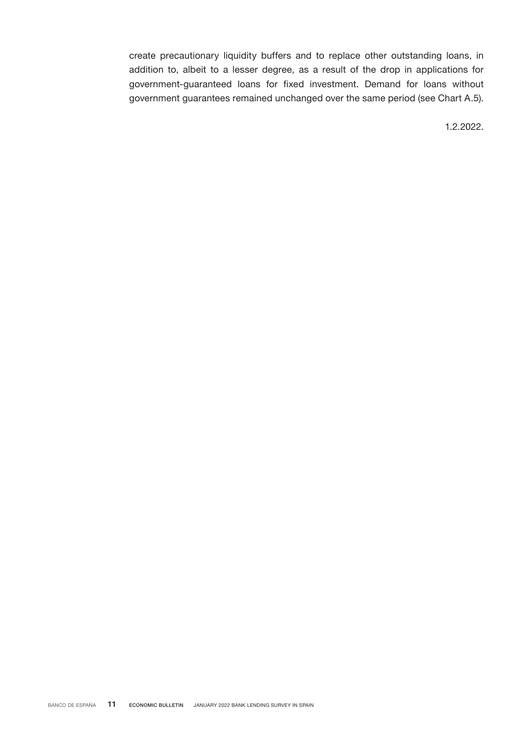create precautionary liquidity buffers and to replace other outstanding loans, in addition to, albeit to a lesser degree, as a result of the drop in applications for government-guaranteed loans for fixed investment. Demand for loans without government guarantees remained unchanged over the same period (see Chart A.5).

1.2.2022.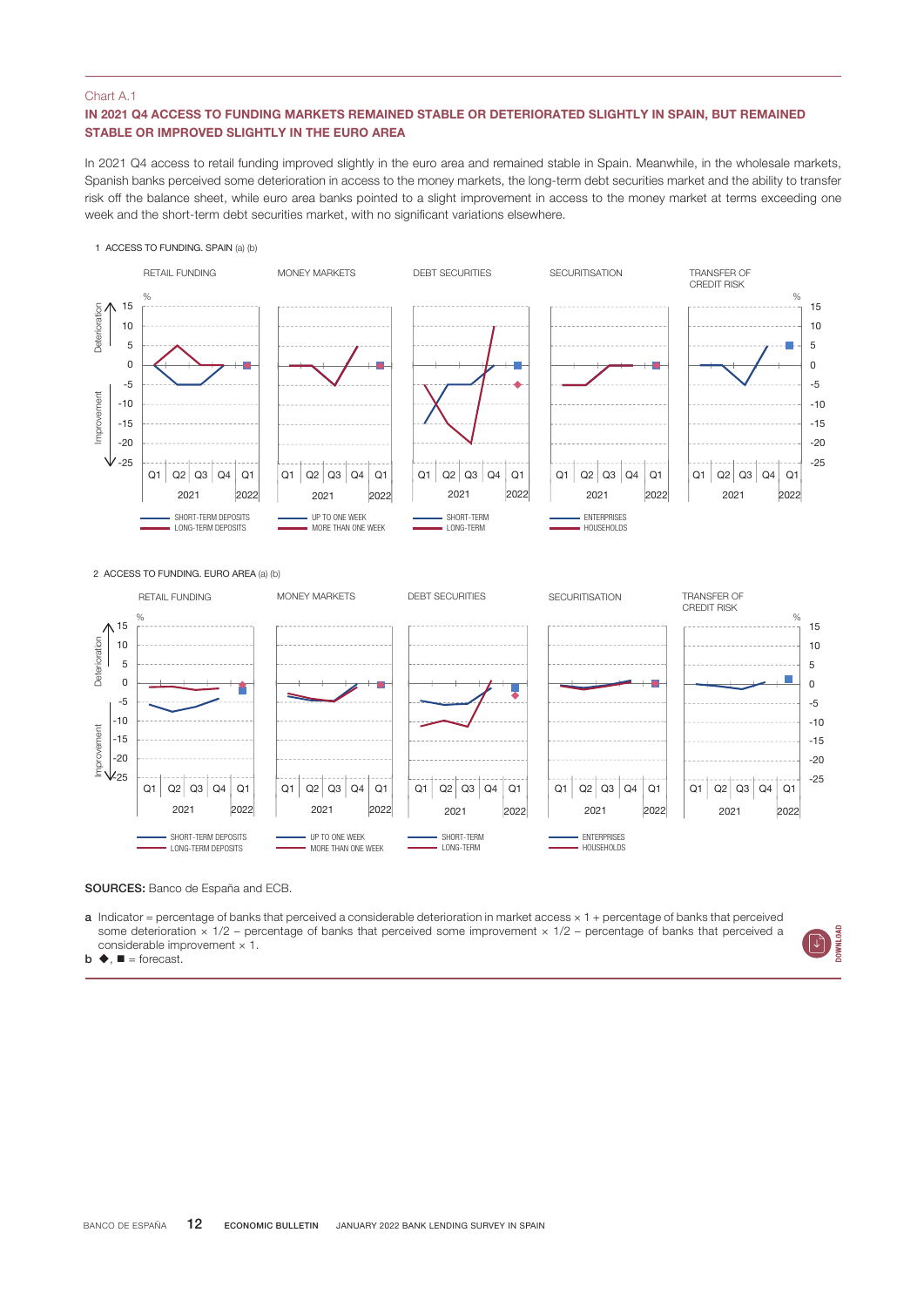Chart A.1

**IN 2021 Q4 ACCESS TO FUNDING MARKETS REMAINED STABLE OR DETERIORATED SLIGHTLY IN SPAIN, BUT REMAINED STABLE OR IMPROVED SLIGHTLY IN THE EURO AREA**

In 2021 Q4 access to retail funding improved slightly in the euro area and remained stable in Spain. Meanwhile, in the wholesale markets, Spanish banks perceived some deterioration in access to the money markets, the long-term debt securities market and the ability to transfer risk off the balance sheet, while euro area banks pointed to a slight improvement in access to the money market at terms exceeding one week and the short-term debt securities market, with no significant variations elsewhere.

1 ACCESS TO FUNDING. SPAIN (a) (b)

RETAIL FUNDING — SHORT-TERM DEPOSITS; LONG-TERM DEPOSITS
MONEY MARKETS — UP TO ONE WEEK; MORE THAN ONE WEEK
DEBT SECURITIES — SHORT-TERM; LONG-TERM
SECURITISATION — ENTERPRISES; HOUSEHOLDS
TRANSFER OF CREDIT RISK

2 ACCESS TO FUNDING. EURO AREA (a) (b)

RETAIL FUNDING — SHORT-TERM DEPOSITS; LONG-TERM DEPOSITS
MONEY MARKETS — UP TO ONE WEEK; MORE THAN ONE WEEK
DEBT SECURITIES — SHORT-TERM; LONG-TERM
SECURITISATION — ENTERPRISES; HOUSEHOLDS
TRANSFER OF CREDIT RISK

**SOURCES:** Banco de España and ECB.

a Indicator = percentage of banks that perceived a considerable deterioration in market access × 1 + percentage of banks that perceived some deterioration × 1/2 – percentage of banks that perceived some improvement × 1/2 – percentage of banks that perceived a considerable improvement × 1.

b ◆, ■ = forecast.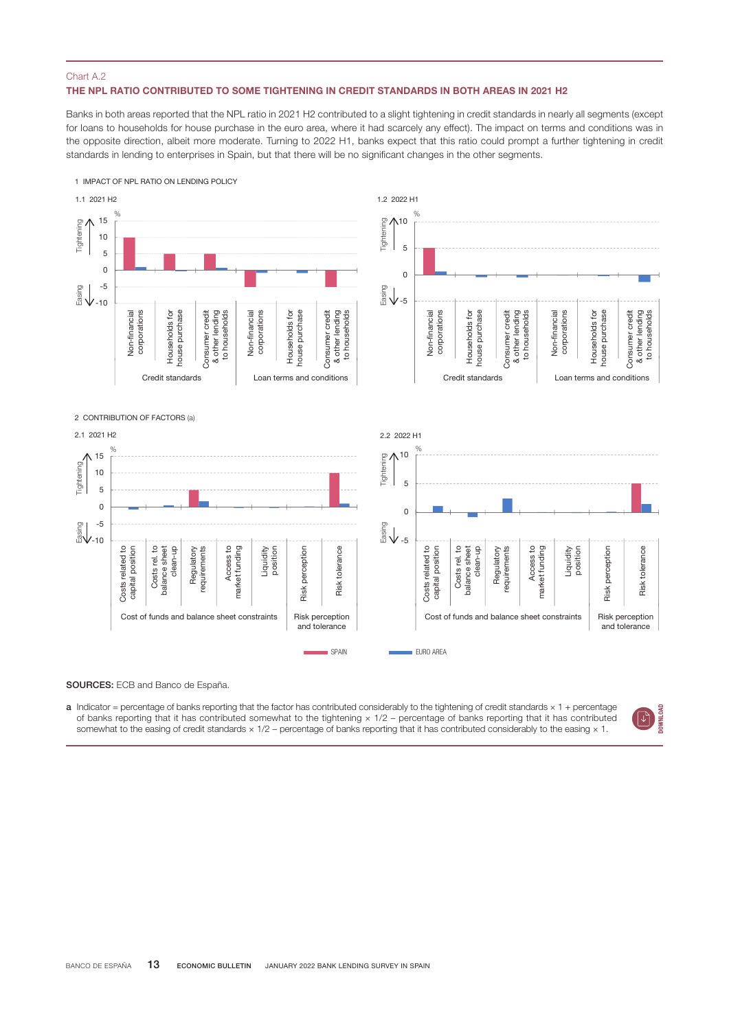Chart A.2

**THE NPL RATIO CONTRIBUTED TO SOME TIGHTENING IN CREDIT STANDARDS IN BOTH AREAS IN 2021 H2**

Banks in both areas reported that the NPL ratio in 2021 H2 contributed to a slight tightening in credit standards in nearly all segments (except for loans to households for house purchase in the euro area, where it had scarcely any effect). The impact on terms and conditions was in the opposite direction, albeit more moderate. Turning to 2022 H1, banks expect that this ratio could prompt a further tightening in credit standards in lending to enterprises in Spain, but that there will be no significant changes in the other segments.

1 IMPACT OF NPL RATIO ON LENDING POLICY

1.1 2021 H2

1.2 2022 H1

2 CONTRIBUTION OF FACTORS (a)

2.1 2021 H2

2.2 2022 H1

SPAIN — EURO AREA

**SOURCES:** ECB and Banco de España.

**a** Indicator = percentage of banks reporting that the factor has contributed considerably to the tightening of credit standards × 1 + percentage of banks reporting that it has contributed somewhat to the tightening × 1/2 – percentage of banks reporting that it has contributed somewhat to the easing of credit standards × 1/2 – percentage of banks reporting that it has contributed considerably to the easing × 1.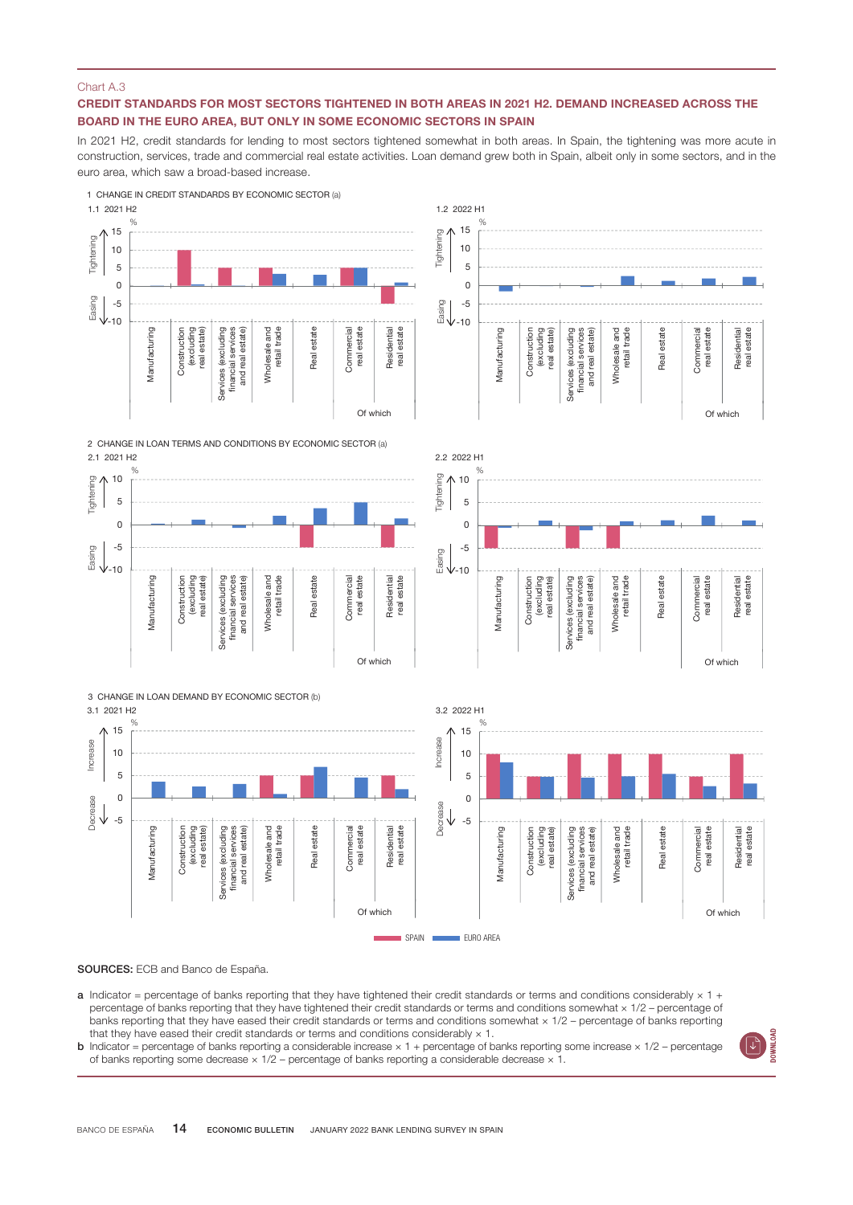Chart A.3

## CREDIT STANDARDS FOR MOST SECTORS TIGHTENED IN BOTH AREAS IN 2021 H2. DEMAND INCREASED ACROSS THE BOARD IN THE EURO AREA, BUT ONLY IN SOME ECONOMIC SECTORS IN SPAIN

In 2021 H2, credit standards for lending to most sectors tightened somewhat in both areas. In Spain, the tightening was more acute in construction, services, trade and commercial real estate activities. Loan demand grew both in Spain, albeit only in some sectors, and in the euro area, which saw a broad-based increase.

1 CHANGE IN CREDIT STANDARDS BY ECONOMIC SECTOR (a)

1.1 2021 H2

1.2 2022 H1

2 CHANGE IN LOAN TERMS AND CONDITIONS BY ECONOMIC SECTOR (a)

2.1 2021 H2

2.2 2022 H1

3 CHANGE IN LOAN DEMAND BY ECONOMIC SECTOR (b)

3.1 2021 H2

3.2 2022 H1

SPAIN — EURO AREA

**SOURCES:** ECB and Banco de España.

**a** Indicator = percentage of banks reporting that they have tightened their credit standards or terms and conditions considerably × 1 + percentage of banks reporting that they have tightened their credit standards or terms and conditions somewhat × 1/2 – percentage of banks reporting that they have eased their credit standards or terms and conditions somewhat × 1/2 – percentage of banks reporting that they have eased their credit standards or terms and conditions considerably × 1.

**b** Indicator = percentage of banks reporting a considerable increase × 1 + percentage of banks reporting some increase × 1/2 – percentage of banks reporting some decrease × 1/2 – percentage of banks reporting a considerable decrease × 1.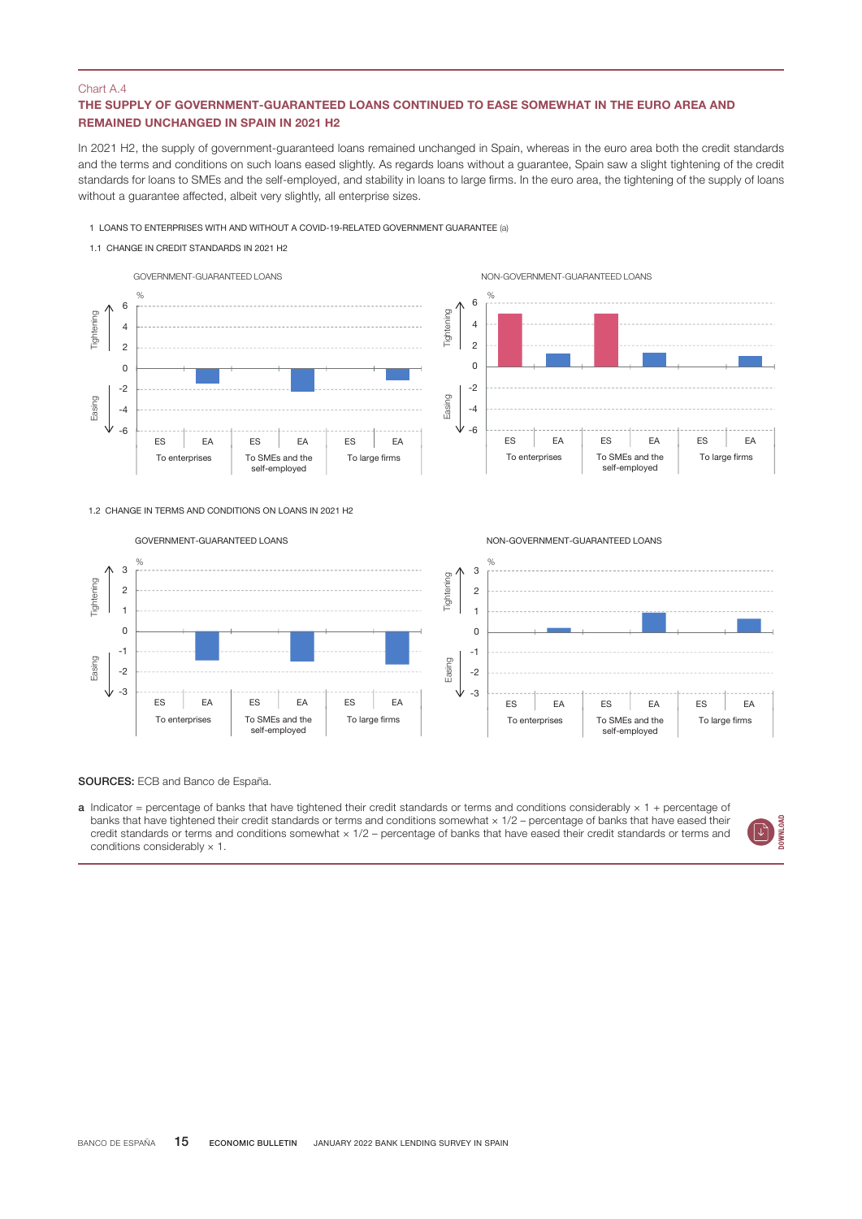Chart A.4

**THE SUPPLY OF GOVERNMENT-GUARANTEED LOANS CONTINUED TO EASE SOMEWHAT IN THE EURO AREA AND REMAINED UNCHANGED IN SPAIN IN 2021 H2**

In 2021 H2, the supply of government-guaranteed loans remained unchanged in Spain, whereas in the euro area both the credit standards and the terms and conditions on such loans eased slightly. As regards loans without a guarantee, Spain saw a slight tightening of the credit standards for loans to SMEs and the self-employed, and stability in loans to large firms. In the euro area, the tightening of the supply of loans without a guarantee affected, albeit very slightly, all enterprise sizes.

1 LOANS TO ENTERPRISES WITH AND WITHOUT A COVID-19-RELATED GOVERNMENT GUARANTEE (a)

1.1 CHANGE IN CREDIT STANDARDS IN 2021 H2

GOVERNMENT-GUARANTEED LOANS

NON-GOVERNMENT-GUARANTEED LOANS

1.2 CHANGE IN TERMS AND CONDITIONS ON LOANS IN 2021 H2

GOVERNMENT-GUARANTEED LOANS

NON-GOVERNMENT-GUARANTEED LOANS

**SOURCES:** ECB and Banco de España.

**a** Indicator = percentage of banks that have tightened their credit standards or terms and conditions considerably × 1 + percentage of banks that have tightened their credit standards or terms and conditions somewhat × 1/2 – percentage of banks that have eased their credit standards or terms and conditions somewhat × 1/2 – percentage of banks that have eased their credit standards or terms and conditions considerably × 1.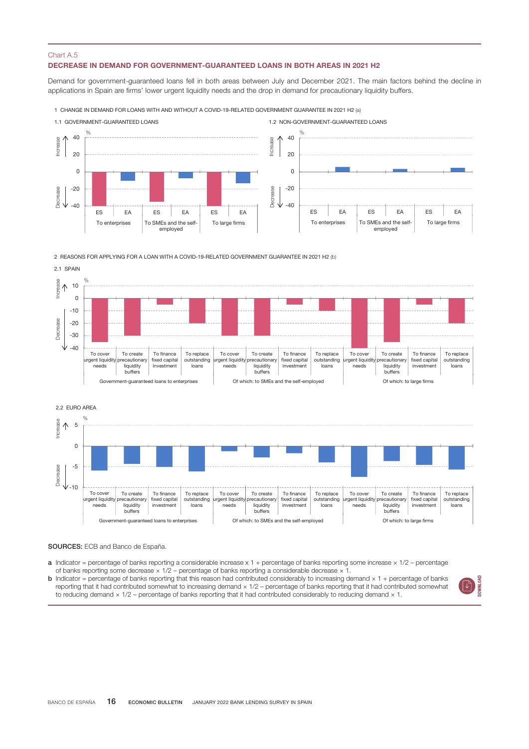Chart A.5

## DECREASE IN DEMAND FOR GOVERNMENT-GUARANTEED LOANS IN BOTH AREAS IN 2021 H2

Demand for government-guaranteed loans fell in both areas between July and December 2021. The main factors behind the decline in applications in Spain are firms' lower urgent liquidity needs and the drop in demand for precautionary liquidity buffers.

1 CHANGE IN DEMAND FOR LOANS WITH AND WITHOUT A COVID-19-RELATED GOVERNMENT GUARANTEE IN 2021 H2 (a)

1.1 GOVERNMENT-GUARANTEED LOANS

%
Increase
Decrease
40
20
0
-20
-40
ES
EA
ES
EA
ES
EA
To enterprises
To SMEs and the self-employed
To large firms

1.2 NON-GOVERNMENT-GUARANTEED LOANS

%
Increase
Decrease
40
20
0
-20
-40
ES
EA
ES
EA
ES
EA
To enterprises
To SMEs and the self-employed
To large firms

2 REASONS FOR APPLYING FOR A LOAN WITH A COVID-19-RELATED GOVERNMENT GUARANTEE IN 2021 H2 (b)

2.1 SPAIN

%
Increase
Decrease
10
0
-10
-20
-30
-40
To cover urgent liquidity needs
To create precautionary liquidity buffers
To finance fixed capital investment
To replace outstanding loans
Government-guaranteed loans to enterprises
Of which: to SMEs and the self-employed
Of which: to large firms

2.2 EURO AREA

%
Increase
Decrease
5
0
-5
-10
To cover urgent liquidity needs
To create precautionary liquidity buffers
To finance fixed capital investment
To replace outstanding loans
Government-guaranteed loans to enterprises
Of which: to SMEs and the self-employed
Of which: to large firms

**SOURCES:** ECB and Banco de España.

**a** Indicator = percentage of banks reporting a considerable increase × 1 + percentage of banks reporting some increase × 1/2 – percentage of banks reporting some decrease × 1/2 – percentage of banks reporting a considerable decrease × 1.

**b** Indicator = percentage of banks reporting that this reason had contributed considerably to increasing demand × 1 + percentage of banks reporting that it had contributed somewhat to increasing demand × 1/2 – percentage of banks reporting that it had contributed somewhat to reducing demand × 1/2 – percentage of banks reporting that it had contributed considerably to reducing demand × 1.